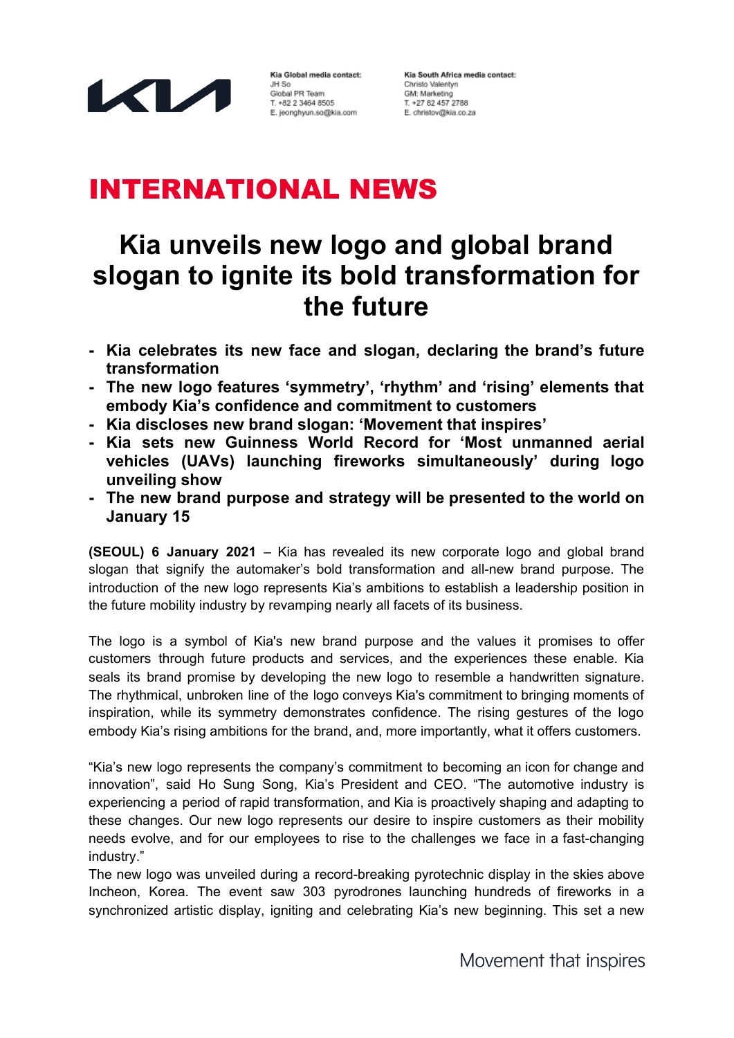**Kia Global media contact:**
JH So
Global PR Team
T. +82 2 3464 8505
E. jeonghyun.so@kia.com

**Kia South Africa media contact:**
Christo Valentyn
GM: Marketing
T. +27 82 457 2788
E. christov@kia.co.za

# INTERNATIONAL NEWS

# Kia unveils new logo and global brand slogan to ignite its bold transformation for the future

- **Kia celebrates its new face and slogan, declaring the brand's future transformation**
- **The new logo features 'symmetry', 'rhythm' and 'rising' elements that embody Kia's confidence and commitment to customers**
- **Kia discloses new brand slogan: 'Movement that inspires'**
- **Kia sets new Guinness World Record for 'Most unmanned aerial vehicles (UAVs) launching fireworks simultaneously' during logo unveiling show**
- **The new brand purpose and strategy will be presented to the world on January 15**

**(SEOUL) 6 January 2021** – Kia has revealed its new corporate logo and global brand slogan that signify the automaker's bold transformation and all-new brand purpose. The introduction of the new logo represents Kia's ambitions to establish a leadership position in the future mobility industry by revamping nearly all facets of its business.

The logo is a symbol of Kia's new brand purpose and the values it promises to offer customers through future products and services, and the experiences these enable. Kia seals its brand promise by developing the new logo to resemble a handwritten signature. The rhythmical, unbroken line of the logo conveys Kia's commitment to bringing moments of inspiration, while its symmetry demonstrates confidence. The rising gestures of the logo embody Kia's rising ambitions for the brand, and, more importantly, what it offers customers.

"Kia's new logo represents the company's commitment to becoming an icon for change and innovation", said Ho Sung Song, Kia's President and CEO. "The automotive industry is experiencing a period of rapid transformation, and Kia is proactively shaping and adapting to these changes. Our new logo represents our desire to inspire customers as their mobility needs evolve, and for our employees to rise to the challenges we face in a fast-changing industry."

The new logo was unveiled during a record-breaking pyrotechnic display in the skies above Incheon, Korea. The event saw 303 pyrodrones launching hundreds of fireworks in a synchronized artistic display, igniting and celebrating Kia's new beginning. This set a new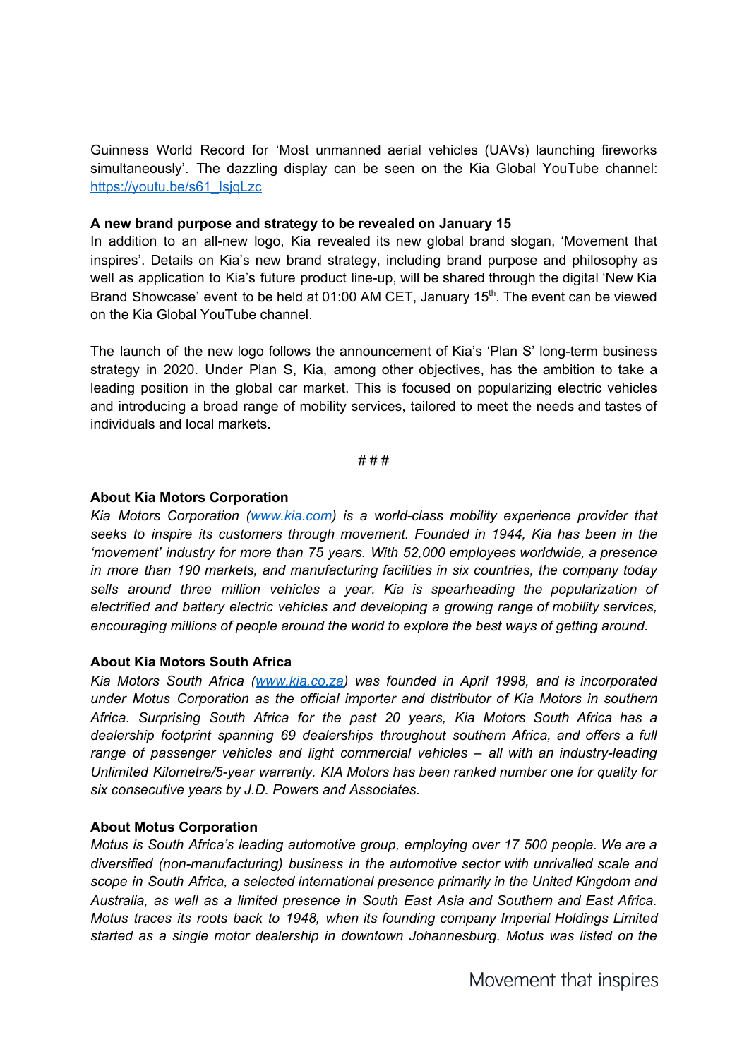Guinness World Record for 'Most unmanned aerial vehicles (UAVs) launching fireworks simultaneously'. The dazzling display can be seen on the Kia Global YouTube channel: [https://youtu.be/s61_IsjqLzc](https://youtu.be/s61_IsjqLzc)

**A new brand purpose and strategy to be revealed on January 15**

In addition to an all-new logo, Kia revealed its new global brand slogan, 'Movement that inspires'. Details on Kia's new brand strategy, including brand purpose and philosophy as well as application to Kia's future product line-up, will be shared through the digital 'New Kia Brand Showcase' event to be held at 01:00 AM CET, January 15th. The event can be viewed on the Kia Global YouTube channel.

The launch of the new logo follows the announcement of Kia's 'Plan S' long-term business strategy in 2020. Under Plan S, Kia, among other objectives, has the ambition to take a leading position in the global car market. This is focused on popularizing electric vehicles and introducing a broad range of mobility services, tailored to meet the needs and tastes of individuals and local markets.

# # #

**About Kia Motors Corporation**

*Kia Motors Corporation ([www.kia.com](http://www.kia.com)) is a world-class mobility experience provider that seeks to inspire its customers through movement. Founded in 1944, Kia has been in the 'movement' industry for more than 75 years. With 52,000 employees worldwide, a presence in more than 190 markets, and manufacturing facilities in six countries, the company today sells around three million vehicles a year. Kia is spearheading the popularization of electrified and battery electric vehicles and developing a growing range of mobility services, encouraging millions of people around the world to explore the best ways of getting around.*

**About Kia Motors South Africa**

*Kia Motors South Africa ([www.kia.co.za](http://www.kia.co.za)) was founded in April 1998, and is incorporated under Motus Corporation as the official importer and distributor of Kia Motors in southern Africa. Surprising South Africa for the past 20 years, Kia Motors South Africa has a dealership footprint spanning 69 dealerships throughout southern Africa, and offers a full range of passenger vehicles and light commercial vehicles – all with an industry-leading Unlimited Kilometre/5-year warranty. KIA Motors has been ranked number one for quality for six consecutive years by J.D. Powers and Associates.*

**About Motus Corporation**

*Motus is South Africa's leading automotive group, employing over 17 500 people. We are a diversified (non-manufacturing) business in the automotive sector with unrivalled scale and scope in South Africa, a selected international presence primarily in the United Kingdom and Australia, as well as a limited presence in South East Asia and Southern and East Africa. Motus traces its roots back to 1948, when its founding company Imperial Holdings Limited started as a single motor dealership in downtown Johannesburg. Motus was listed on the*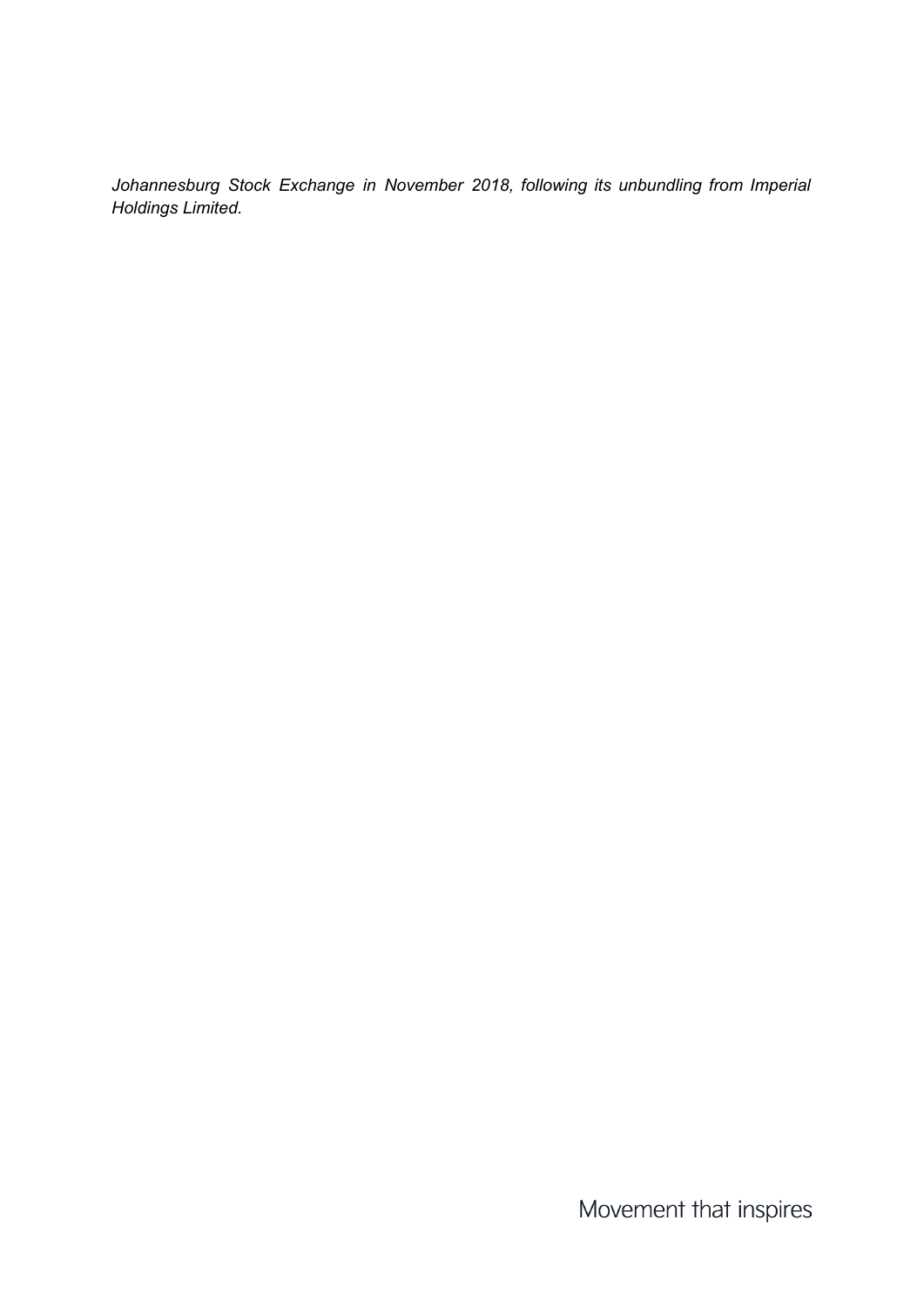*Johannesburg Stock Exchange in November 2018, following its unbundling from Imperial Holdings Limited.*